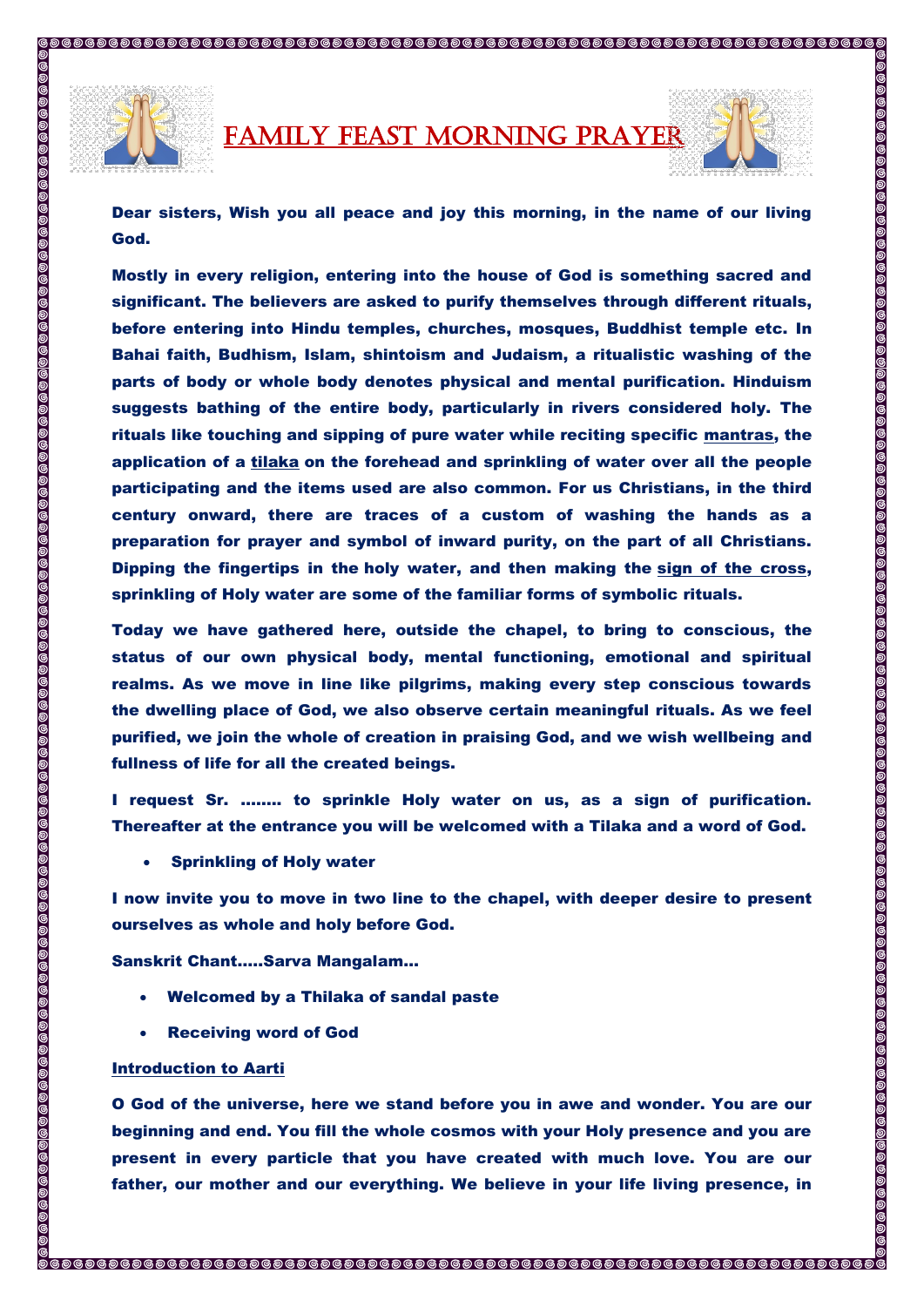# FAMILY FEAST MORNING PRAYER

**Dear sisters, Wish you all peace and joy this morning, in the name of our living God.**

**Mostly in every religion, entering into the house of God is something sacred and significant. The believers are asked to purify themselves through different rituals, before entering into Hindu temples, churches, mosques, Buddhist temple etc. In Bahai faith, Budhism, Islam, shintoism and Judaism, a ritualistic washing of the parts of body or whole body denotes physical and mental purification. Hinduism suggests bathing of the entire body, particularly in rivers considered holy. The rituals like touching and sipping of pure water while reciting specific mantras, the application of a tilaka on the forehead and sprinkling of water over all the people participating and the items used are also common. For us Christians, in the third century onward, there are traces of a custom of washing the hands as a preparation for prayer and symbol of inward purity, on the part of all Christians. Dipping the fingertips in the holy water, and then making the sign of the cross, sprinkling of Holy water are some of the familiar forms of symbolic rituals.**

**Today we have gathered here, outside the chapel, to bring to conscious, the status of our own physical body, mental functioning, emotional and spiritual realms. As we move in line like pilgrims, making every step conscious towards the dwelling place of God, we also observe certain meaningful rituals. As we feel purified, we join the whole of creation in praising God, and we wish wellbeing and fullness of life for all the created beings.**

**I request Sr. ........ to sprinkle Holy water on us, as a sign of purification. Thereafter at the entrance you will be welcomed with a Tilaka and a word of God.**

- **Sprinkling of Holy water**

**I now invite you to move in two line to the chapel, with deeper desire to present ourselves as whole and holy before God.**

**Sanskrit Chant.....Sarva Mangalam...**

- **Welcomed by a Thilaka of sandal paste**
- **Receiving word of God**

**Introduction to Aarti**

**O God of the universe, here we stand before you in awe and wonder. You are our beginning and end. You fill the whole cosmos with your Holy presence and you are present in every particle that you have created with much love. You are our father, our mother and our everything. We believe in your life living presence, in**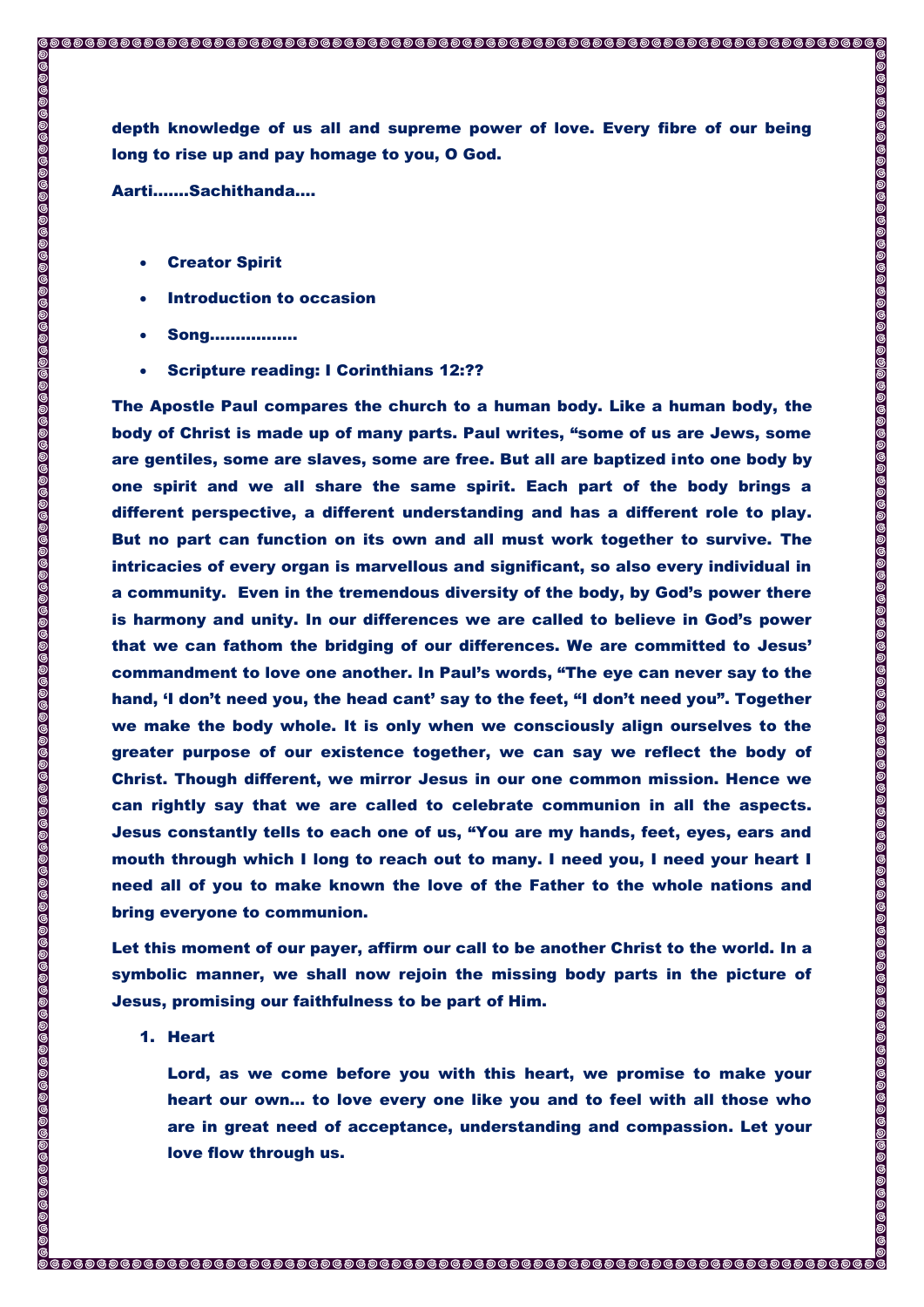**depth knowledge of us all and supreme power of love. Every fibre of our being long to rise up and pay homage to you, O God.**

**Aarti…….Sachithanda….**

- **Creator Spirit**
- **Introduction to occasion**
- **Song……………..**
- **Scripture reading: I Corinthians 12:??**

**The Apostle Paul compares the church to a human body. Like a human body, the body of Christ is made up of many parts. Paul writes, "some of us are Jews, some are gentiles, some are slaves, some are free. But all are baptized into one body by one spirit and we all share the same spirit. Each part of the body brings a different perspective, a different understanding and has a different role to play. But no part can function on its own and all must work together to survive. The intricacies of every organ is marvellous and significant, so also every individual in a community. Even in the tremendous diversity of the body, by God's power there is harmony and unity. In our differences we are called to believe in God's power that we can fathom the bridging of our differences. We are committed to Jesus' commandment to love one another. In Paul's words, "The eye can never say to the hand, 'I don't need you, the head cant' say to the feet, "I don't need you". Together we make the body whole. It is only when we consciously align ourselves to the greater purpose of our existence together, we can say we reflect the body of Christ. Though different, we mirror Jesus in our one common mission. Hence we can rightly say that we are called to celebrate communion in all the aspects. Jesus constantly tells to each one of us, "You are my hands, feet, eyes, ears and mouth through which I long to reach out to many. I need you, I need your heart I need all of you to make known the love of the Father to the whole nations and bring everyone to communion.**

**Let this moment of our payer, affirm our call to be another Christ to the world. In a symbolic manner, we shall now rejoin the missing body parts in the picture of Jesus, promising our faithfulness to be part of Him.**

1. **Heart**

   **Lord, as we come before you with this heart, we promise to make your heart our own… to love every one like you and to feel with all those who are in great need of acceptance, understanding and compassion. Let your love flow through us.**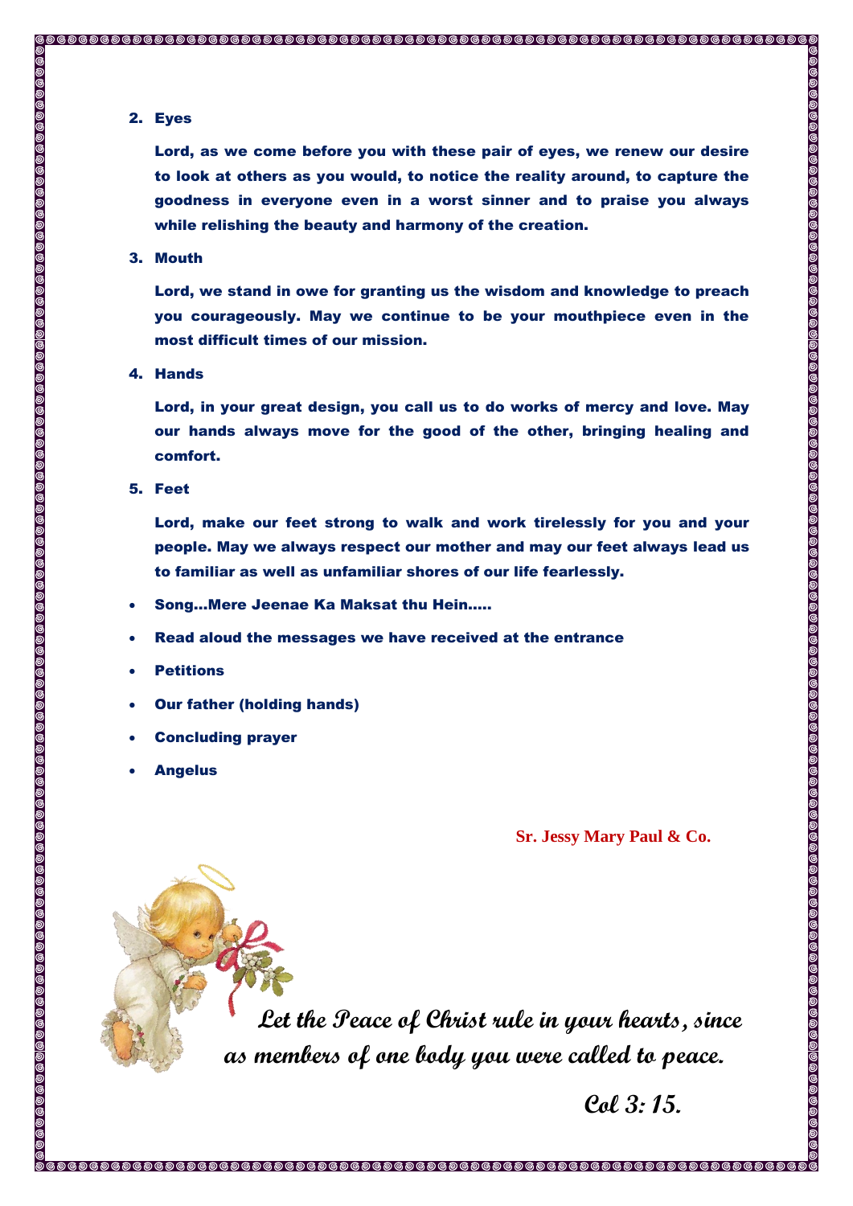2. **Eyes**

   **Lord, as we come before you with these pair of eyes, we renew our desire to look at others as you would, to notice the reality around, to capture the goodness in everyone even in a worst sinner and to praise you always while relishing the beauty and harmony of the creation.**

3. **Mouth**

   **Lord, we stand in owe for granting us the wisdom and knowledge to preach you courageously. May we continue to be your mouthpiece even in the most difficult times of our mission.**

4. **Hands**

   **Lord, in your great design, you call us to do works of mercy and love. May our hands always move for the good of the other, bringing healing and comfort.**

5. **Feet**

   **Lord, make our feet strong to walk and work tirelessly for you and your people. May we always respect our mother and may our feet always lead us to familiar as well as unfamiliar shores of our life fearlessly.**

- **Song…Mere Jeenae Ka Maksat thu Hein…..**
- **Read aloud the messages we have received at the entrance**
- **Petitions**
- **Our father (holding hands)**
- **Concluding prayer**
- **Angelus**

**Sr. Jessy Mary Paul & Co.**

***Let the Peace of Christ rule in your hearts, since as members of one body you were called to peace.***

***Col 3: 15.***